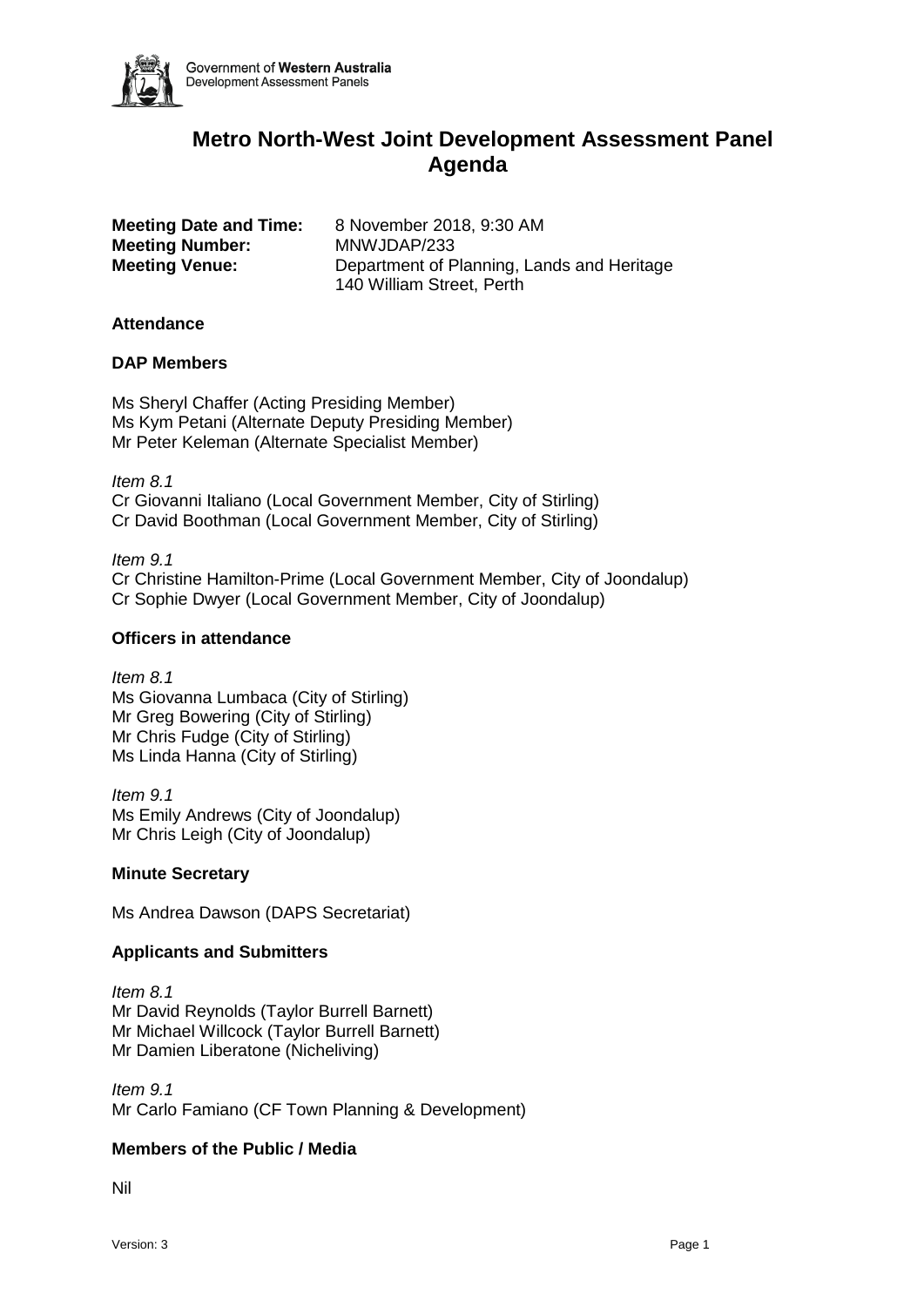Government of **Western Australia**
Development Assessment Panels

# Metro North-West Joint Development Assessment Panel Agenda

**Meeting Date and Time:** 8 November 2018, 9:30 AM
**Meeting Number:** MNWJDAP/233
**Meeting Venue:** Department of Planning, Lands and Heritage
140 William Street, Perth

### Attendance

### DAP Members

Ms Sheryl Chaffer (Acting Presiding Member)
Ms Kym Petani (Alternate Deputy Presiding Member)
Mr Peter Keleman (Alternate Specialist Member)

*Item 8.1*
Cr Giovanni Italiano (Local Government Member, City of Stirling)
Cr David Boothman (Local Government Member, City of Stirling)

*Item 9.1*
Cr Christine Hamilton-Prime (Local Government Member, City of Joondalup)
Cr Sophie Dwyer (Local Government Member, City of Joondalup)

### Officers in attendance

*Item 8.1*
Ms Giovanna Lumbaca (City of Stirling)
Mr Greg Bowering (City of Stirling)
Mr Chris Fudge (City of Stirling)
Ms Linda Hanna (City of Stirling)

*Item 9.1*
Ms Emily Andrews (City of Joondalup)
Mr Chris Leigh (City of Joondalup)

### Minute Secretary

Ms Andrea Dawson (DAPS Secretariat)

### Applicants and Submitters

*Item 8.1*
Mr David Reynolds (Taylor Burrell Barnett)
Mr Michael Willcock (Taylor Burrell Barnett)
Mr Damien Liberatone (Nicheliving)

*Item 9.1*
Mr Carlo Famiano (CF Town Planning & Development)

### Members of the Public / Media

Nil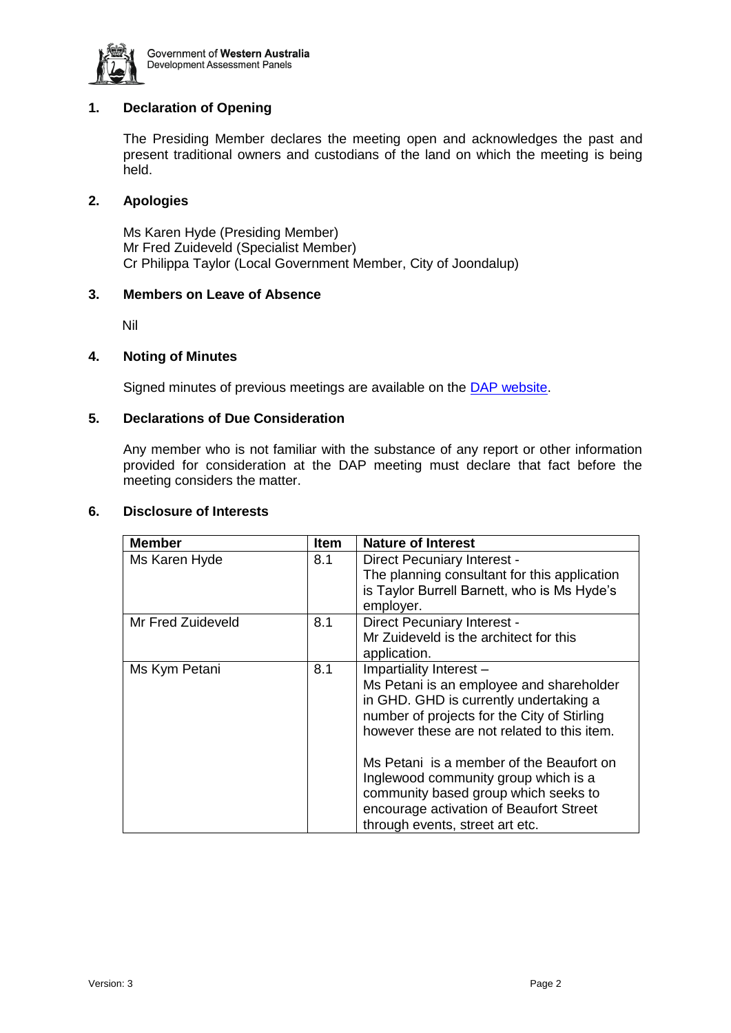## 1. Declaration of Opening

The Presiding Member declares the meeting open and acknowledges the past and present traditional owners and custodians of the land on which the meeting is being held.

## 2. Apologies

Ms Karen Hyde (Presiding Member)
Mr Fred Zuideveld (Specialist Member)
Cr Philippa Taylor (Local Government Member, City of Joondalup)

## 3. Members on Leave of Absence

Nil

## 4. Noting of Minutes

Signed minutes of previous meetings are available on the [DAP website](DAP website).

## 5. Declarations of Due Consideration

Any member who is not familiar with the substance of any report or other information provided for consideration at the DAP meeting must declare that fact before the meeting considers the matter.

## 6. Disclosure of Interests

| Member | Item | Nature of Interest |
|---|---|---|
| Ms Karen Hyde | 8.1 | Direct Pecuniary Interest - The planning consultant for this application is Taylor Burrell Barnett, who is Ms Hyde's employer. |
| Mr Fred Zuideveld | 8.1 | Direct Pecuniary Interest - Mr Zuideveld is the architect for this application. |
| Ms Kym Petani | 8.1 | Impartiality Interest – Ms Petani is an employee and shareholder in GHD. GHD is currently undertaking a number of projects for the City of Stirling however these are not related to this item.<br><br>Ms Petani is a member of the Beaufort on Inglewood community group which is a community based group which seeks to encourage activation of Beaufort Street through events, street art etc. |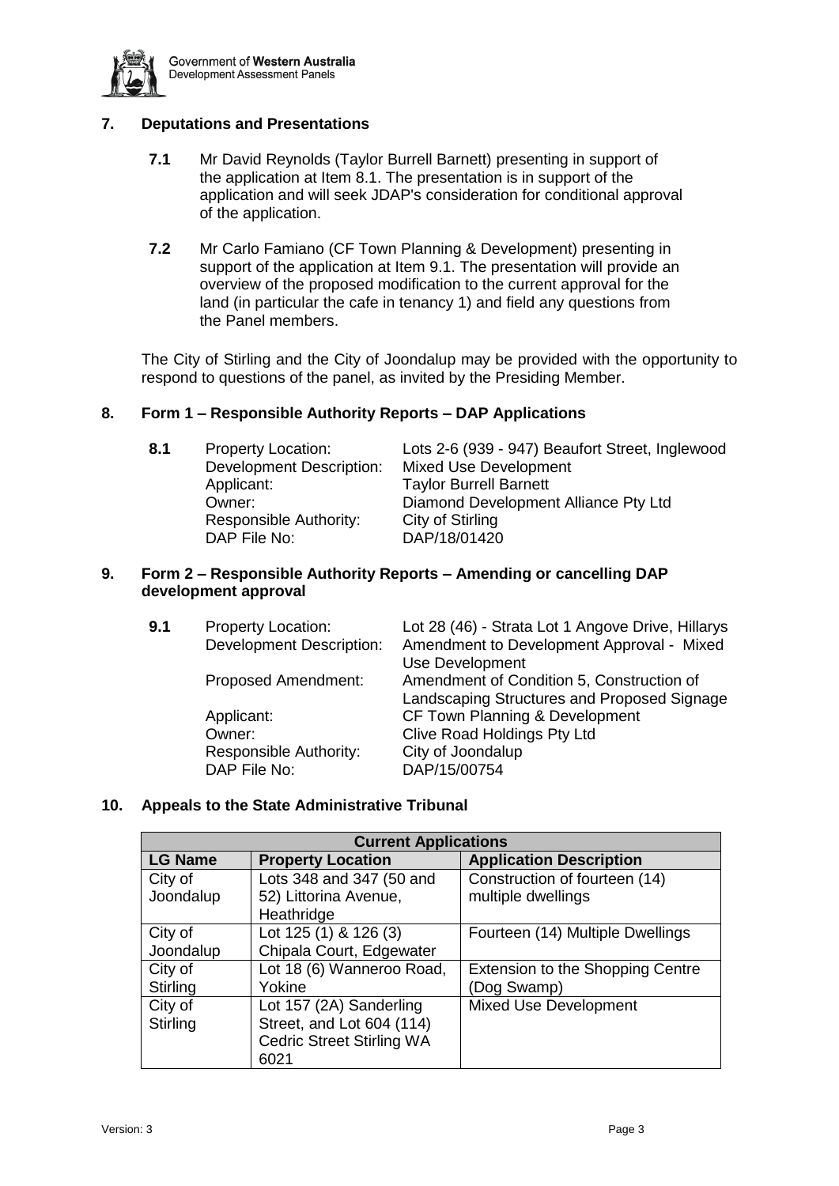## 7. Deputations and Presentations

**7.1** Mr David Reynolds (Taylor Burrell Barnett) presenting in support of the application at Item 8.1. The presentation is in support of the application and will seek JDAP's consideration for conditional approval of the application.

**7.2** Mr Carlo Famiano (CF Town Planning & Development) presenting in support of the application at Item 9.1. The presentation will provide an overview of the proposed modification to the current approval for the land (in particular the cafe in tenancy 1) and field any questions from the Panel members.

The City of Stirling and the City of Joondalup may be provided with the opportunity to respond to questions of the panel, as invited by the Presiding Member.

## 8. Form 1 – Responsible Authority Reports – DAP Applications

**8.1**

| | |
|---|---|
| Property Location: | Lots 2-6 (939 - 947) Beaufort Street, Inglewood |
| Development Description: | Mixed Use Development |
| Applicant: | Taylor Burrell Barnett |
| Owner: | Diamond Development Alliance Pty Ltd |
| Responsible Authority: | City of Stirling |
| DAP File No: | DAP/18/01420 |

## 9. Form 2 – Responsible Authority Reports – Amending or cancelling DAP development approval

**9.1**

| | |
|---|---|
| Property Location: | Lot 28 (46) - Strata Lot 1 Angove Drive, Hillarys |
| Development Description: | Amendment to Development Approval - Mixed Use Development |
| Proposed Amendment: | Amendment of Condition 5, Construction of Landscaping Structures and Proposed Signage |
| Applicant: | CF Town Planning & Development |
| Owner: | Clive Road Holdings Pty Ltd |
| Responsible Authority: | City of Joondalup |
| DAP File No: | DAP/15/00754 |

## 10. Appeals to the State Administrative Tribunal

| **Current Applications** | | |
|---|---|---|
| **LG Name** | **Property Location** | **Application Description** |
| City of Joondalup | Lots 348 and 347 (50 and 52) Littorina Avenue, Heathridge | Construction of fourteen (14) multiple dwellings |
| City of Joondalup | Lot 125 (1) & 126 (3) Chipala Court, Edgewater | Fourteen (14) Multiple Dwellings |
| City of Stirling | Lot 18 (6) Wanneroo Road, Yokine | Extension to the Shopping Centre (Dog Swamp) |
| City of Stirling | Lot 157 (2A) Sanderling Street, and Lot 604 (114) Cedric Street Stirling WA 6021 | Mixed Use Development |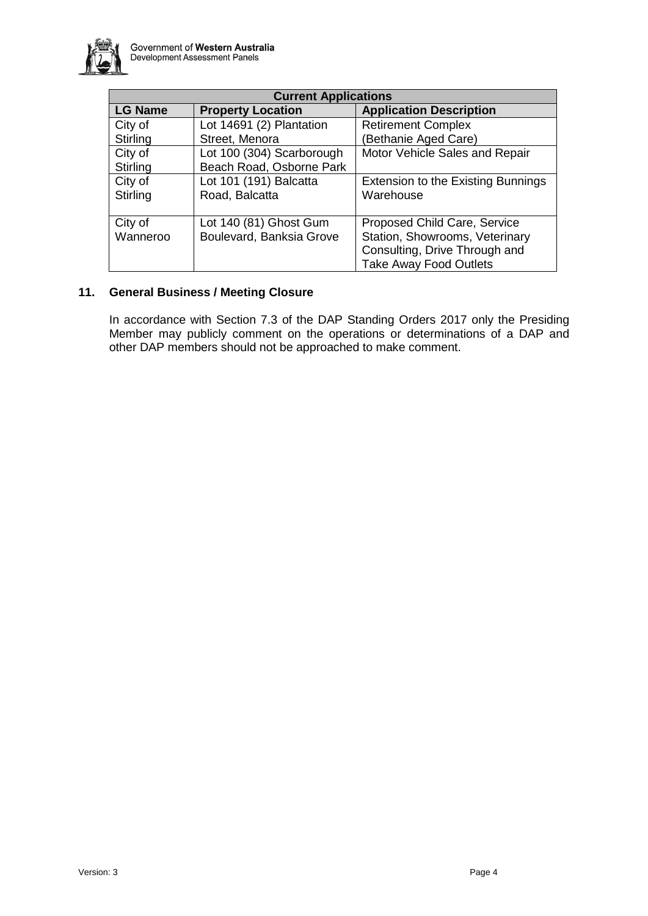| Current Applications | | |
|---|---|---|
| **LG Name** | **Property Location** | **Application Description** |
| City of Stirling | Lot 14691 (2) Plantation Street, Menora | Retirement Complex (Bethanie Aged Care) |
| City of Stirling | Lot 100 (304) Scarborough Beach Road, Osborne Park | Motor Vehicle Sales and Repair |
| City of Stirling | Lot 101 (191) Balcatta Road, Balcatta | Extension to the Existing Bunnings Warehouse |
| City of Wanneroo | Lot 140 (81) Ghost Gum Boulevard, Banksia Grove | Proposed Child Care, Service Station, Showrooms, Veterinary Consulting, Drive Through and Take Away Food Outlets |

## 11. General Business / Meeting Closure

In accordance with Section 7.3 of the DAP Standing Orders 2017 only the Presiding Member may publicly comment on the operations or determinations of a DAP and other DAP members should not be approached to make comment.